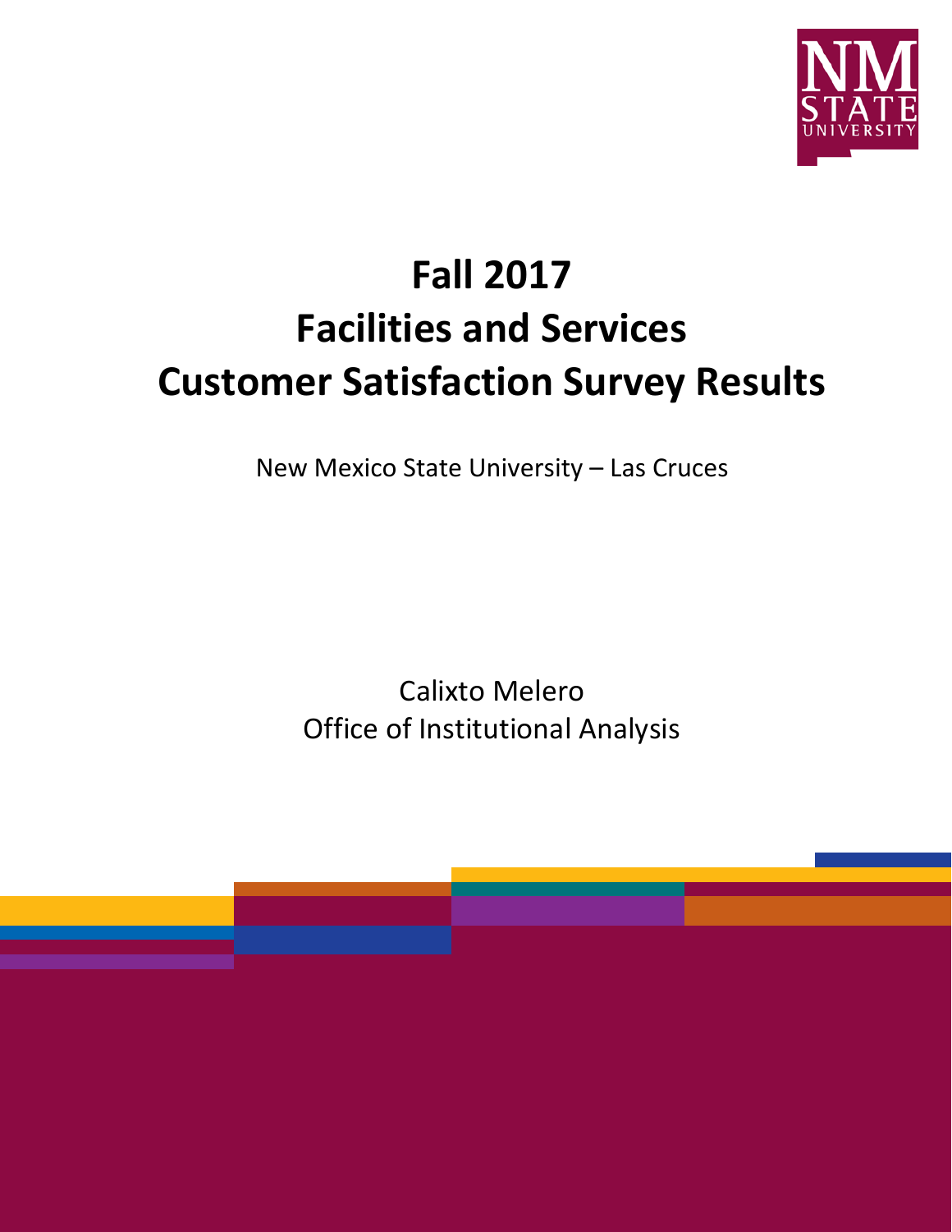# Fall 2017
# Facilities and Services
# Customer Satisfaction Survey Results

New Mexico State University – Las Cruces

Calixto Melero
Office of Institutional Analysis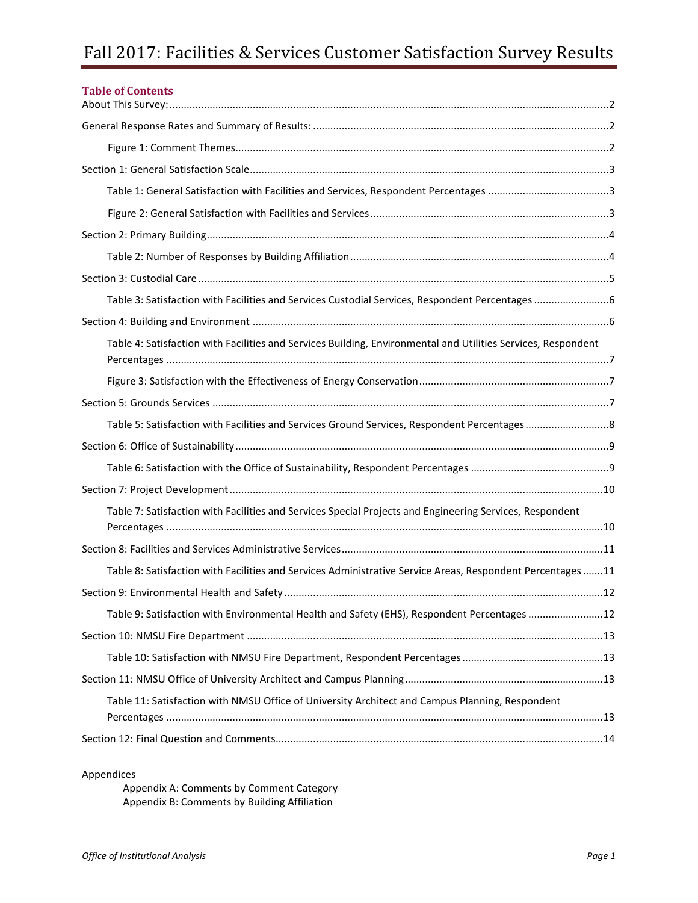# Fall 2017: Facilities & Services Customer Satisfaction Survey Results

**Table of Contents**

About This Survey: ........ 2

General Response Rates and Summary of Results: ........ 2

- Figure 1: Comment Themes ........ 2

Section 1: General Satisfaction Scale ........ 3

- Table 1: General Satisfaction with Facilities and Services, Respondent Percentages ........ 3
- Figure 2: General Satisfaction with Facilities and Services ........ 3

Section 2: Primary Building ........ 4

- Table 2: Number of Responses by Building Affiliation ........ 4

Section 3: Custodial Care ........ 5

- Table 3: Satisfaction with Facilities and Services Custodial Services, Respondent Percentages ........ 6

Section 4: Building and Environment ........ 6

- Table 4: Satisfaction with Facilities and Services Building, Environmental and Utilities Services, Respondent Percentages ........ 7
- Figure 3: Satisfaction with the Effectiveness of Energy Conservation ........ 7

Section 5: Grounds Services ........ 7

- Table 5: Satisfaction with Facilities and Services Ground Services, Respondent Percentages ........ 8

Section 6: Office of Sustainability ........ 9

- Table 6: Satisfaction with the Office of Sustainability, Respondent Percentages ........ 9

Section 7: Project Development ........ 10

- Table 7: Satisfaction with Facilities and Services Special Projects and Engineering Services, Respondent Percentages ........ 10

Section 8: Facilities and Services Administrative Services ........ 11

- Table 8: Satisfaction with Facilities and Services Administrative Service Areas, Respondent Percentages ........ 11

Section 9: Environmental Health and Safety ........ 12

- Table 9: Satisfaction with Environmental Health and Safety (EHS), Respondent Percentages ........ 12

Section 10: NMSU Fire Department ........ 13

- Table 10: Satisfaction with NMSU Fire Department, Respondent Percentages ........ 13

Section 11: NMSU Office of University Architect and Campus Planning ........ 13

- Table 11: Satisfaction with NMSU Office of University Architect and Campus Planning, Respondent Percentages ........ 13

Section 12: Final Question and Comments ........ 14

Appendices

- Appendix A: Comments by Comment Category
- Appendix B: Comments by Building Affiliation

*Office of Institutional Analysis*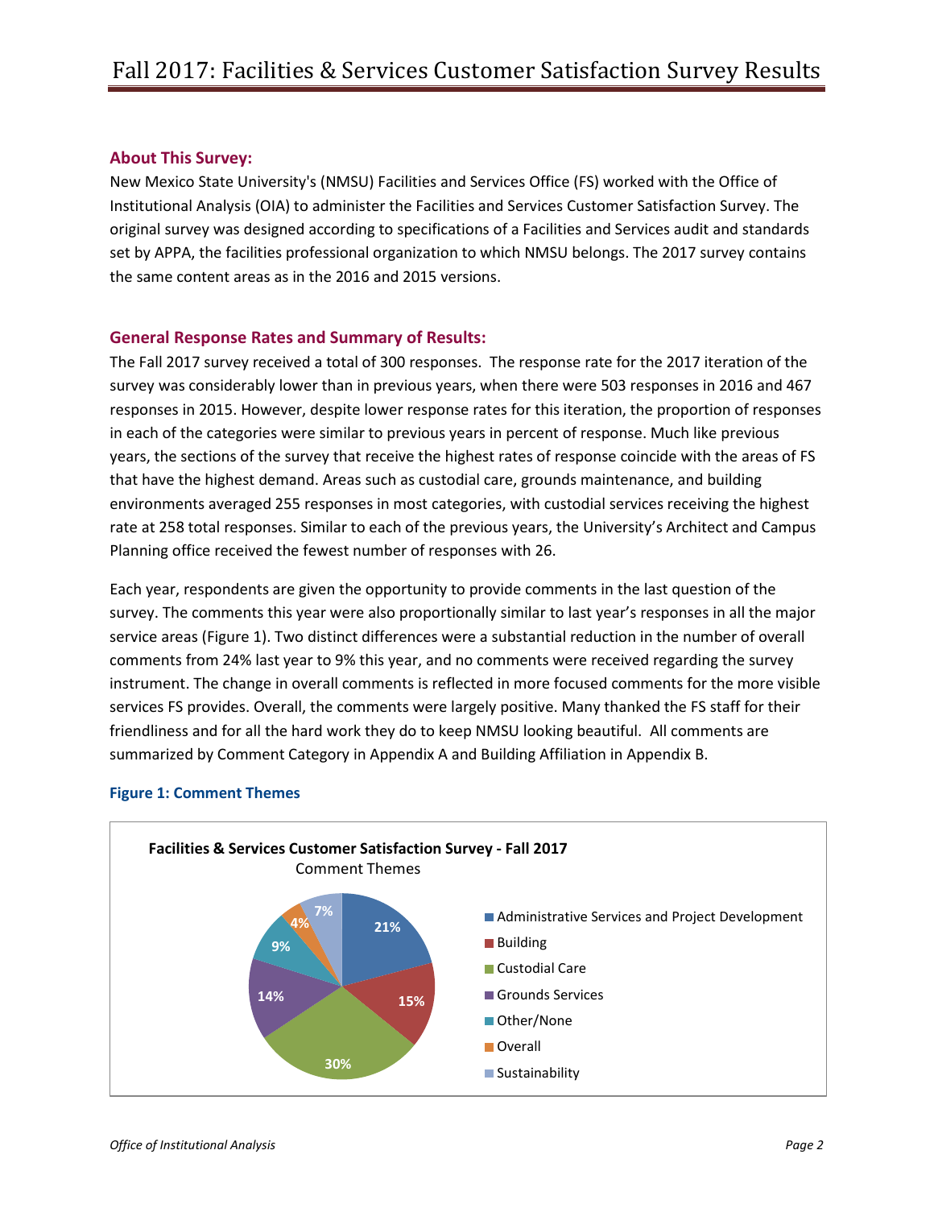# Fall 2017: Facilities & Services Customer Satisfaction Survey Results

## About This Survey:

New Mexico State University's (NMSU) Facilities and Services Office (FS) worked with the Office of Institutional Analysis (OIA) to administer the Facilities and Services Customer Satisfaction Survey. The original survey was designed according to specifications of a Facilities and Services audit and standards set by APPA, the facilities professional organization to which NMSU belongs. The 2017 survey contains the same content areas as in the 2016 and 2015 versions.

## General Response Rates and Summary of Results:

The Fall 2017 survey received a total of 300 responses. The response rate for the 2017 iteration of the survey was considerably lower than in previous years, when there were 503 responses in 2016 and 467 responses in 2015. However, despite lower response rates for this iteration, the proportion of responses in each of the categories were similar to previous years in percent of response. Much like previous years, the sections of the survey that receive the highest rates of response coincide with the areas of FS that have the highest demand. Areas such as custodial care, grounds maintenance, and building environments averaged 255 responses in most categories, with custodial services receiving the highest rate at 258 total responses. Similar to each of the previous years, the University's Architect and Campus Planning office received the fewest number of responses with 26.

Each year, respondents are given the opportunity to provide comments in the last question of the survey. The comments this year were also proportionally similar to last year's responses in all the major service areas (Figure 1). Two distinct differences were a substantial reduction in the number of overall comments from 24% last year to 9% this year, and no comments were received regarding the survey instrument. The change in overall comments is reflected in more focused comments for the more visible services FS provides. Overall, the comments were largely positive. Many thanked the FS staff for their friendliness and for all the hard work they do to keep NMSU looking beautiful. All comments are summarized by Comment Category in Appendix A and Building Affiliation in Appendix B.

### Figure 1: Comment Themes

**Facilities & Services Customer Satisfaction Survey - Fall 2017**
Comment Themes

21%
15%
30%
14%
9%
4%
7%

Administrative Services and Project Development
Building
Custodial Care
Grounds Services
Other/None
Overall
Sustainability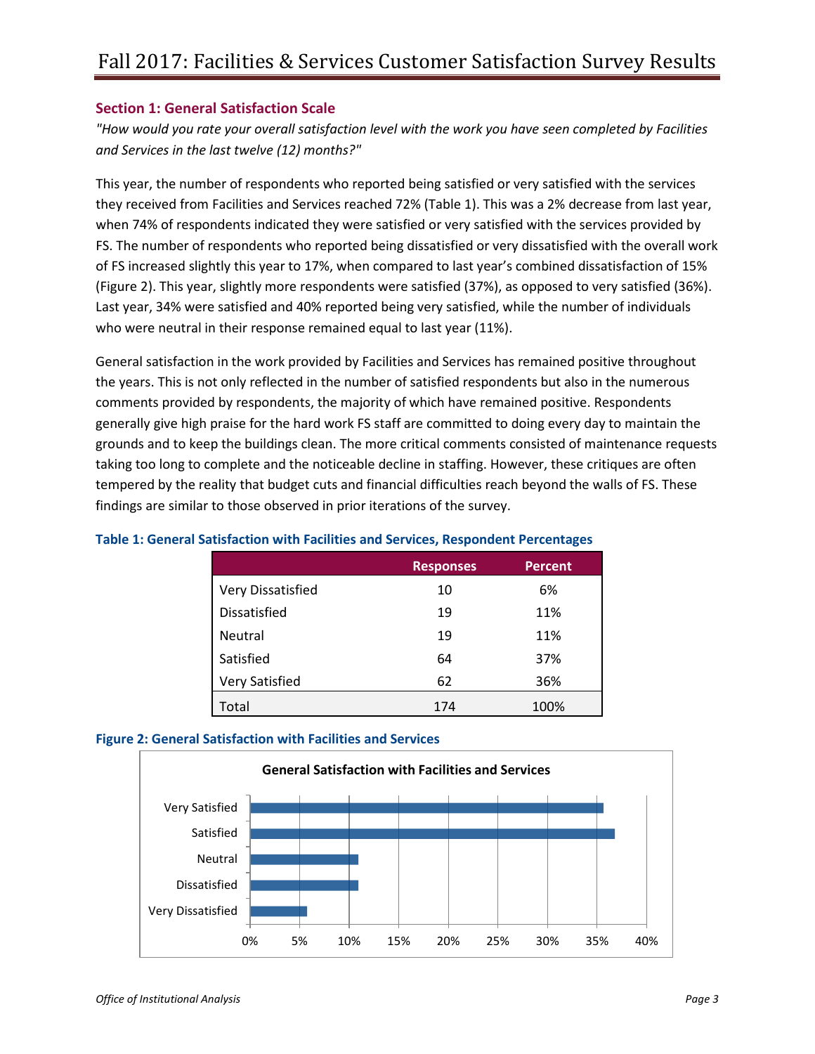## Section 1: General Satisfaction Scale

*"How would you rate your overall satisfaction level with the work you have seen completed by Facilities and Services in the last twelve (12) months?"*

This year, the number of respondents who reported being satisfied or very satisfied with the services they received from Facilities and Services reached 72% (Table 1). This was a 2% decrease from last year, when 74% of respondents indicated they were satisfied or very satisfied with the services provided by FS. The number of respondents who reported being dissatisfied or very dissatisfied with the overall work of FS increased slightly this year to 17%, when compared to last year's combined dissatisfaction of 15% (Figure 2). This year, slightly more respondents were satisfied (37%), as opposed to very satisfied (36%). Last year, 34% were satisfied and 40% reported being very satisfied, while the number of individuals who were neutral in their response remained equal to last year (11%).

General satisfaction in the work provided by Facilities and Services has remained positive throughout the years. This is not only reflected in the number of satisfied respondents but also in the numerous comments provided by respondents, the majority of which have remained positive. Respondents generally give high praise for the hard work FS staff are committed to doing every day to maintain the grounds and to keep the buildings clean. The more critical comments consisted of maintenance requests taking too long to complete and the noticeable decline in staffing. However, these critiques are often tempered by the reality that budget cuts and financial difficulties reach beyond the walls of FS. These findings are similar to those observed in prior iterations of the survey.

**Table 1: General Satisfaction with Facilities and Services, Respondent Percentages**

| | Responses | Percent |
|---|---|---|
| Very Dissatisfied | 10 | 6% |
| Dissatisfied | 19 | 11% |
| Neutral | 19 | 11% |
| Satisfied | 64 | 37% |
| Very Satisfied | 62 | 36% |
| Total | 174 | 100% |

**Figure 2: General Satisfaction with Facilities and Services**

General Satisfaction with Facilities and Services

Very Satisfied
Satisfied
Neutral
Dissatisfied
Very Dissatisfied

0% 5% 10% 15% 20% 25% 30% 35% 40%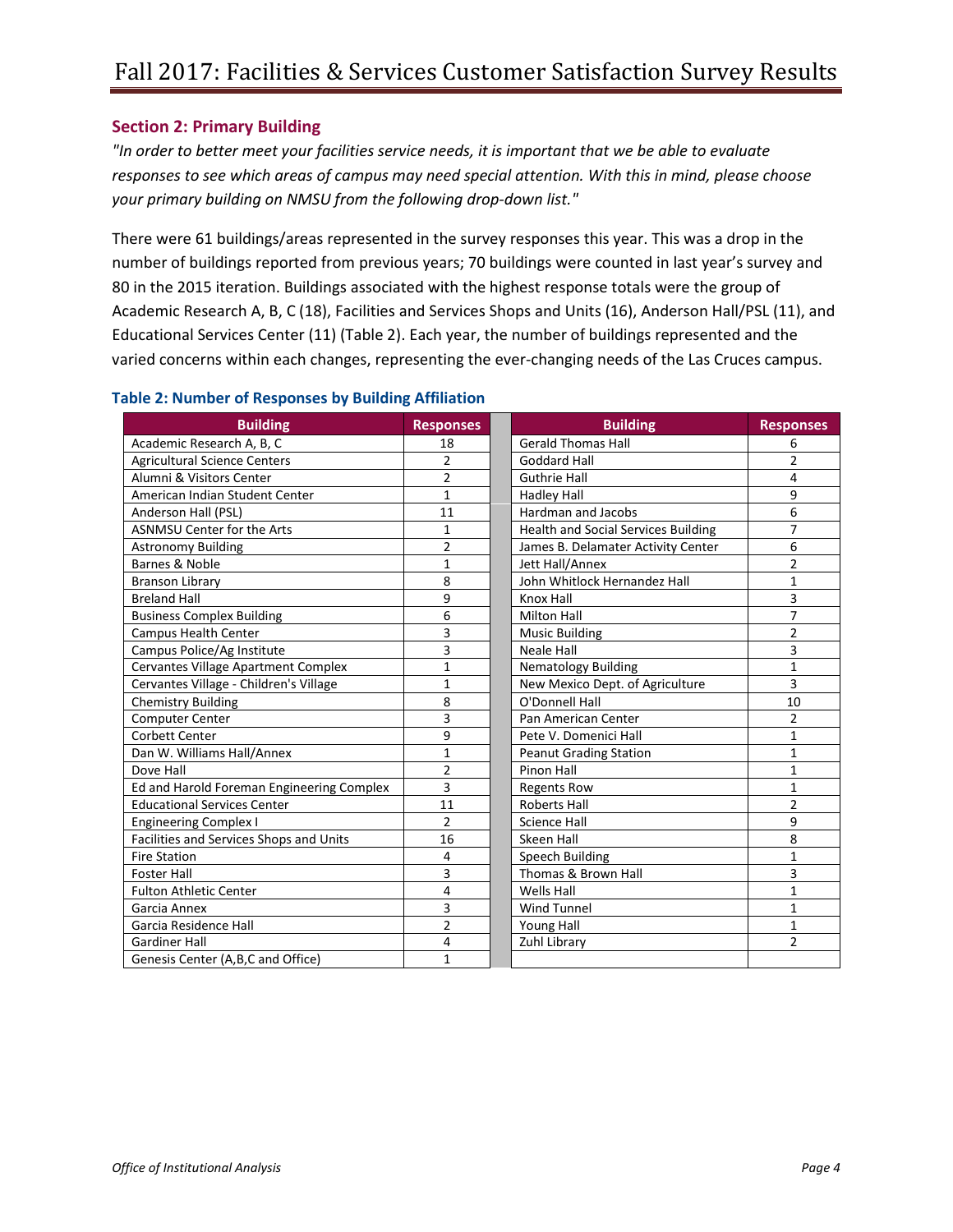## Section 2: Primary Building

*"In order to better meet your facilities service needs, it is important that we be able to evaluate responses to see which areas of campus may need special attention. With this in mind, please choose your primary building on NMSU from the following drop-down list."*

There were 61 buildings/areas represented in the survey responses this year. This was a drop in the number of buildings reported from previous years; 70 buildings were counted in last year's survey and 80 in the 2015 iteration. Buildings associated with the highest response totals were the group of Academic Research A, B, C (18), Facilities and Services Shops and Units (16), Anderson Hall/PSL (11), and Educational Services Center (11) (Table 2). Each year, the number of buildings represented and the varied concerns within each changes, representing the ever-changing needs of the Las Cruces campus.

### Table 2: Number of Responses by Building Affiliation

| Building | Responses | Building | Responses |
|---|---|---|---|
| Academic Research A, B, C | 18 | Gerald Thomas Hall | 6 |
| Agricultural Science Centers | 2 | Goddard Hall | 2 |
| Alumni & Visitors Center | 2 | Guthrie Hall | 4 |
| American Indian Student Center | 1 | Hadley Hall | 9 |
| Anderson Hall (PSL) | 11 | Hardman and Jacobs | 6 |
| ASNMSU Center for the Arts | 1 | Health and Social Services Building | 7 |
| Astronomy Building | 2 | James B. Delamater Activity Center | 6 |
| Barnes & Noble | 1 | Jett Hall/Annex | 2 |
| Branson Library | 8 | John Whitlock Hernandez Hall | 1 |
| Breland Hall | 9 | Knox Hall | 3 |
| Business Complex Building | 6 | Milton Hall | 7 |
| Campus Health Center | 3 | Music Building | 2 |
| Campus Police/Ag Institute | 3 | Neale Hall | 3 |
| Cervantes Village Apartment Complex | 1 | Nematology Building | 1 |
| Cervantes Village - Children's Village | 1 | New Mexico Dept. of Agriculture | 3 |
| Chemistry Building | 8 | O'Donnell Hall | 10 |
| Computer Center | 3 | Pan American Center | 2 |
| Corbett Center | 9 | Pete V. Domenici Hall | 1 |
| Dan W. Williams Hall/Annex | 1 | Peanut Grading Station | 1 |
| Dove Hall | 2 | Pinon Hall | 1 |
| Ed and Harold Foreman Engineering Complex | 3 | Regents Row | 1 |
| Educational Services Center | 11 | Roberts Hall | 2 |
| Engineering Complex I | 2 | Science Hall | 9 |
| Facilities and Services Shops and Units | 16 | Skeen Hall | 8 |
| Fire Station | 4 | Speech Building | 1 |
| Foster Hall | 3 | Thomas & Brown Hall | 3 |
| Fulton Athletic Center | 4 | Wells Hall | 1 |
| Garcia Annex | 3 | Wind Tunnel | 1 |
| Garcia Residence Hall | 2 | Young Hall | 1 |
| Gardiner Hall | 4 | Zuhl Library | 2 |
| Genesis Center (A,B,C and Office) | 1 | | |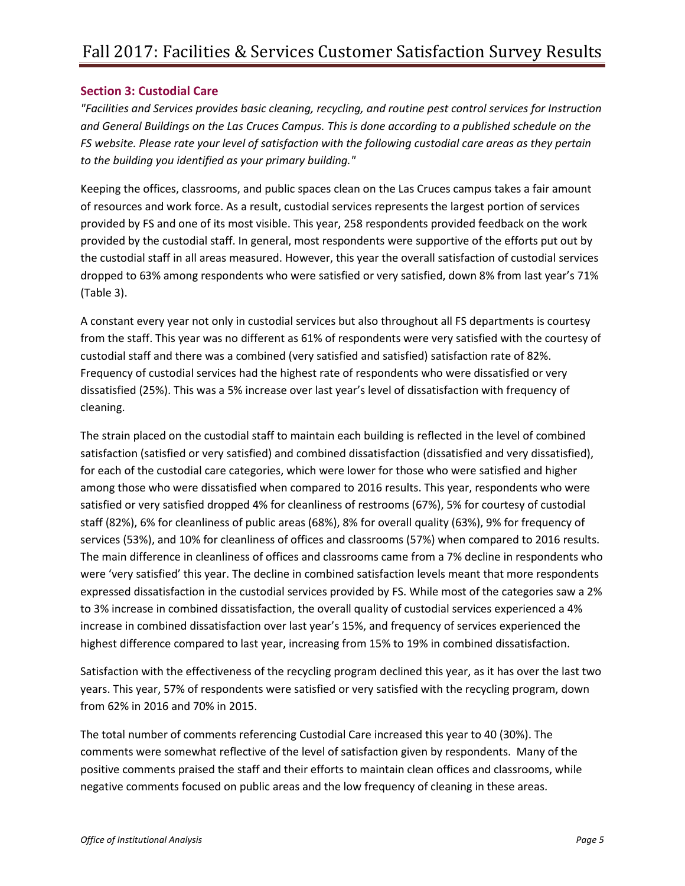### Section 3: Custodial Care

*"Facilities and Services provides basic cleaning, recycling, and routine pest control services for Instruction and General Buildings on the Las Cruces Campus. This is done according to a published schedule on the FS website. Please rate your level of satisfaction with the following custodial care areas as they pertain to the building you identified as your primary building."*

Keeping the offices, classrooms, and public spaces clean on the Las Cruces campus takes a fair amount of resources and work force. As a result, custodial services represents the largest portion of services provided by FS and one of its most visible. This year, 258 respondents provided feedback on the work provided by the custodial staff. In general, most respondents were supportive of the efforts put out by the custodial staff in all areas measured. However, this year the overall satisfaction of custodial services dropped to 63% among respondents who were satisfied or very satisfied, down 8% from last year's 71% (Table 3).

A constant every year not only in custodial services but also throughout all FS departments is courtesy from the staff. This year was no different as 61% of respondents were very satisfied with the courtesy of custodial staff and there was a combined (very satisfied and satisfied) satisfaction rate of 82%. Frequency of custodial services had the highest rate of respondents who were dissatisfied or very dissatisfied (25%). This was a 5% increase over last year's level of dissatisfaction with frequency of cleaning.

The strain placed on the custodial staff to maintain each building is reflected in the level of combined satisfaction (satisfied or very satisfied) and combined dissatisfaction (dissatisfied and very dissatisfied), for each of the custodial care categories, which were lower for those who were satisfied and higher among those who were dissatisfied when compared to 2016 results. This year, respondents who were satisfied or very satisfied dropped 4% for cleanliness of restrooms (67%), 5% for courtesy of custodial staff (82%), 6% for cleanliness of public areas (68%), 8% for overall quality (63%), 9% for frequency of services (53%), and 10% for cleanliness of offices and classrooms (57%) when compared to 2016 results. The main difference in cleanliness of offices and classrooms came from a 7% decline in respondents who were 'very satisfied' this year. The decline in combined satisfaction levels meant that more respondents expressed dissatisfaction in the custodial services provided by FS. While most of the categories saw a 2% to 3% increase in combined dissatisfaction, the overall quality of custodial services experienced a 4% increase in combined dissatisfaction over last year's 15%, and frequency of services experienced the highest difference compared to last year, increasing from 15% to 19% in combined dissatisfaction.

Satisfaction with the effectiveness of the recycling program declined this year, as it has over the last two years. This year, 57% of respondents were satisfied or very satisfied with the recycling program, down from 62% in 2016 and 70% in 2015.

The total number of comments referencing Custodial Care increased this year to 40 (30%). The comments were somewhat reflective of the level of satisfaction given by respondents. Many of the positive comments praised the staff and their efforts to maintain clean offices and classrooms, while negative comments focused on public areas and the low frequency of cleaning in these areas.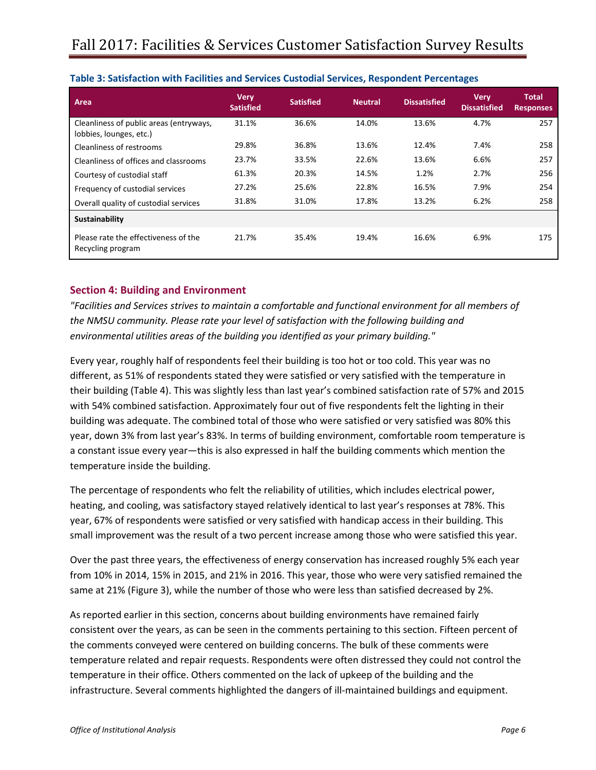**Table 3: Satisfaction with Facilities and Services Custodial Services, Respondent Percentages**

| Area | Very Satisfied | Satisfied | Neutral | Dissatisfied | Very Dissatisfied | Total Responses |
|---|---|---|---|---|---|---|
| Cleanliness of public areas (entryways, lobbies, lounges, etc.) | 31.1% | 36.6% | 14.0% | 13.6% | 4.7% | 257 |
| Cleanliness of restrooms | 29.8% | 36.8% | 13.6% | 12.4% | 7.4% | 258 |
| Cleanliness of offices and classrooms | 23.7% | 33.5% | 22.6% | 13.6% | 6.6% | 257 |
| Courtesy of custodial staff | 61.3% | 20.3% | 14.5% | 1.2% | 2.7% | 256 |
| Frequency of custodial services | 27.2% | 25.6% | 22.8% | 16.5% | 7.9% | 254 |
| Overall quality of custodial services | 31.8% | 31.0% | 17.8% | 13.2% | 6.2% | 258 |
| **Sustainability** | | | | | | |
| Please rate the effectiveness of the Recycling program | 21.7% | 35.4% | 19.4% | 16.6% | 6.9% | 175 |

## Section 4: Building and Environment

*"Facilities and Services strives to maintain a comfortable and functional environment for all members of the NMSU community. Please rate your level of satisfaction with the following building and environmental utilities areas of the building you identified as your primary building."*

Every year, roughly half of respondents feel their building is too hot or too cold. This year was no different, as 51% of respondents stated they were satisfied or very satisfied with the temperature in their building (Table 4). This was slightly less than last year's combined satisfaction rate of 57% and 2015 with 54% combined satisfaction. Approximately four out of five respondents felt the lighting in their building was adequate. The combined total of those who were satisfied or very satisfied was 80% this year, down 3% from last year's 83%. In terms of building environment, comfortable room temperature is a constant issue every year—this is also expressed in half the building comments which mention the temperature inside the building.

The percentage of respondents who felt the reliability of utilities, which includes electrical power, heating, and cooling, was satisfactory stayed relatively identical to last year's responses at 78%. This year, 67% of respondents were satisfied or very satisfied with handicap access in their building. This small improvement was the result of a two percent increase among those who were satisfied this year.

Over the past three years, the effectiveness of energy conservation has increased roughly 5% each year from 10% in 2014, 15% in 2015, and 21% in 2016. This year, those who were very satisfied remained the same at 21% (Figure 3), while the number of those who were less than satisfied decreased by 2%.

As reported earlier in this section, concerns about building environments have remained fairly consistent over the years, as can be seen in the comments pertaining to this section. Fifteen percent of the comments conveyed were centered on building concerns. The bulk of these comments were temperature related and repair requests. Respondents were often distressed they could not control the temperature in their office. Others commented on the lack of upkeep of the building and the infrastructure. Several comments highlighted the dangers of ill-maintained buildings and equipment.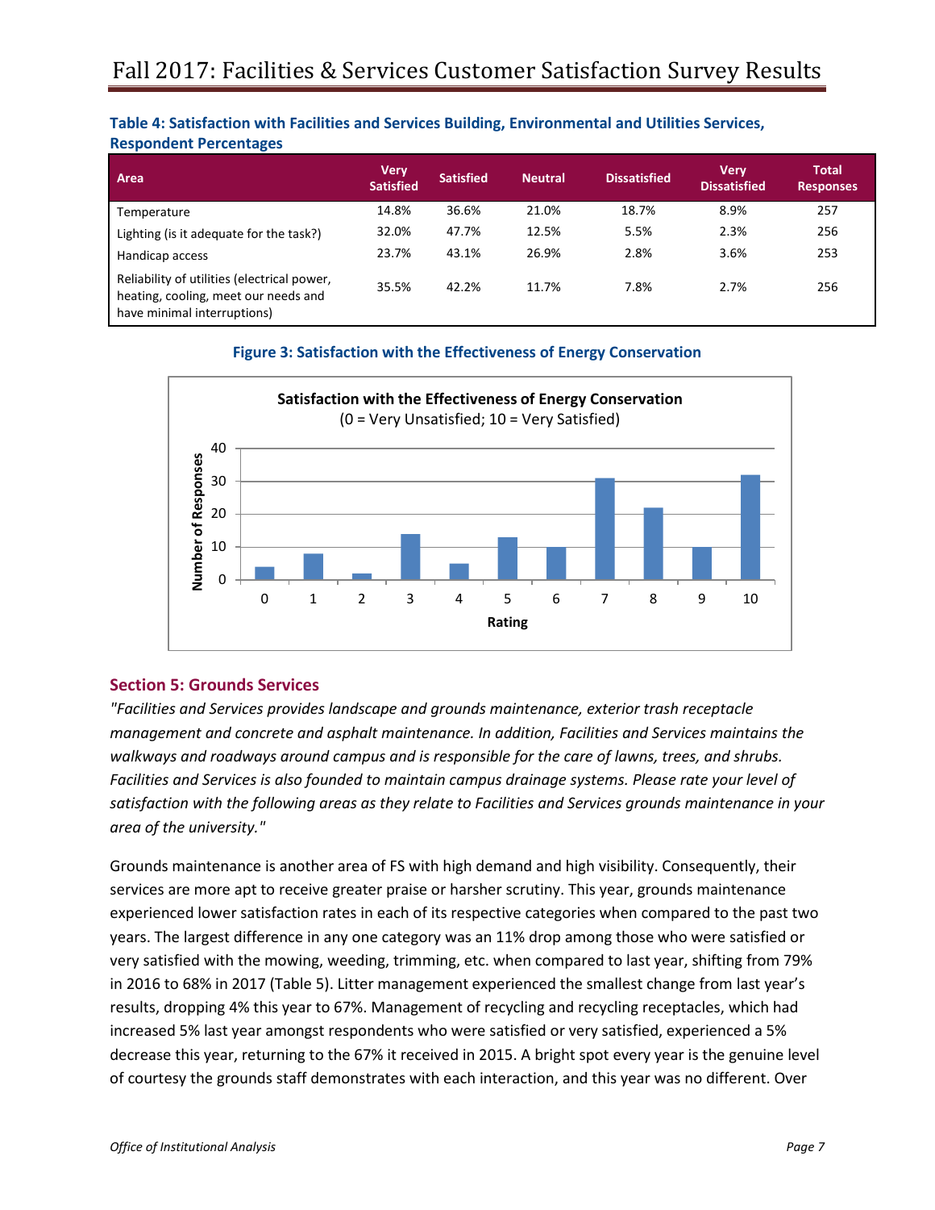**Table 4: Satisfaction with Facilities and Services Building, Environmental and Utilities Services, Respondent Percentages**

| Area | Very Satisfied | Satisfied | Neutral | Dissatisfied | Very Dissatisfied | Total Responses |
|---|---|---|---|---|---|---|
| Temperature | 14.8% | 36.6% | 21.0% | 18.7% | 8.9% | 257 |
| Lighting (is it adequate for the task?) | 32.0% | 47.7% | 12.5% | 5.5% | 2.3% | 256 |
| Handicap access | 23.7% | 43.1% | 26.9% | 2.8% | 3.6% | 253 |
| Reliability of utilities (electrical power, heating, cooling, meet our needs and have minimal interruptions) | 35.5% | 42.2% | 11.7% | 7.8% | 2.7% | 256 |

**Figure 3: Satisfaction with the Effectiveness of Energy Conservation**

Satisfaction with the Effectiveness of Energy Conservation
(0 = Very Unsatisfied; 10 = Very Satisfied)

Number of Responses
40
30
20
10
0

Rating
0 1 2 3 4 5 6 7 8 9 10

## Section 5: Grounds Services

*"Facilities and Services provides landscape and grounds maintenance, exterior trash receptacle management and concrete and asphalt maintenance. In addition, Facilities and Services maintains the walkways and roadways around campus and is responsible for the care of lawns, trees, and shrubs. Facilities and Services is also founded to maintain campus drainage systems. Please rate your level of satisfaction with the following areas as they relate to Facilities and Services grounds maintenance in your area of the university."*

Grounds maintenance is another area of FS with high demand and high visibility. Consequently, their services are more apt to receive greater praise or harsher scrutiny. This year, grounds maintenance experienced lower satisfaction rates in each of its respective categories when compared to the past two years. The largest difference in any one category was an 11% drop among those who were satisfied or very satisfied with the mowing, weeding, trimming, etc. when compared to last year, shifting from 79% in 2016 to 68% in 2017 (Table 5). Litter management experienced the smallest change from last year's results, dropping 4% this year to 67%. Management of recycling and recycling receptacles, which had increased 5% last year amongst respondents who were satisfied or very satisfied, experienced a 5% decrease this year, returning to the 67% it received in 2015. A bright spot every year is the genuine level of courtesy the grounds staff demonstrates with each interaction, and this year was no different. Over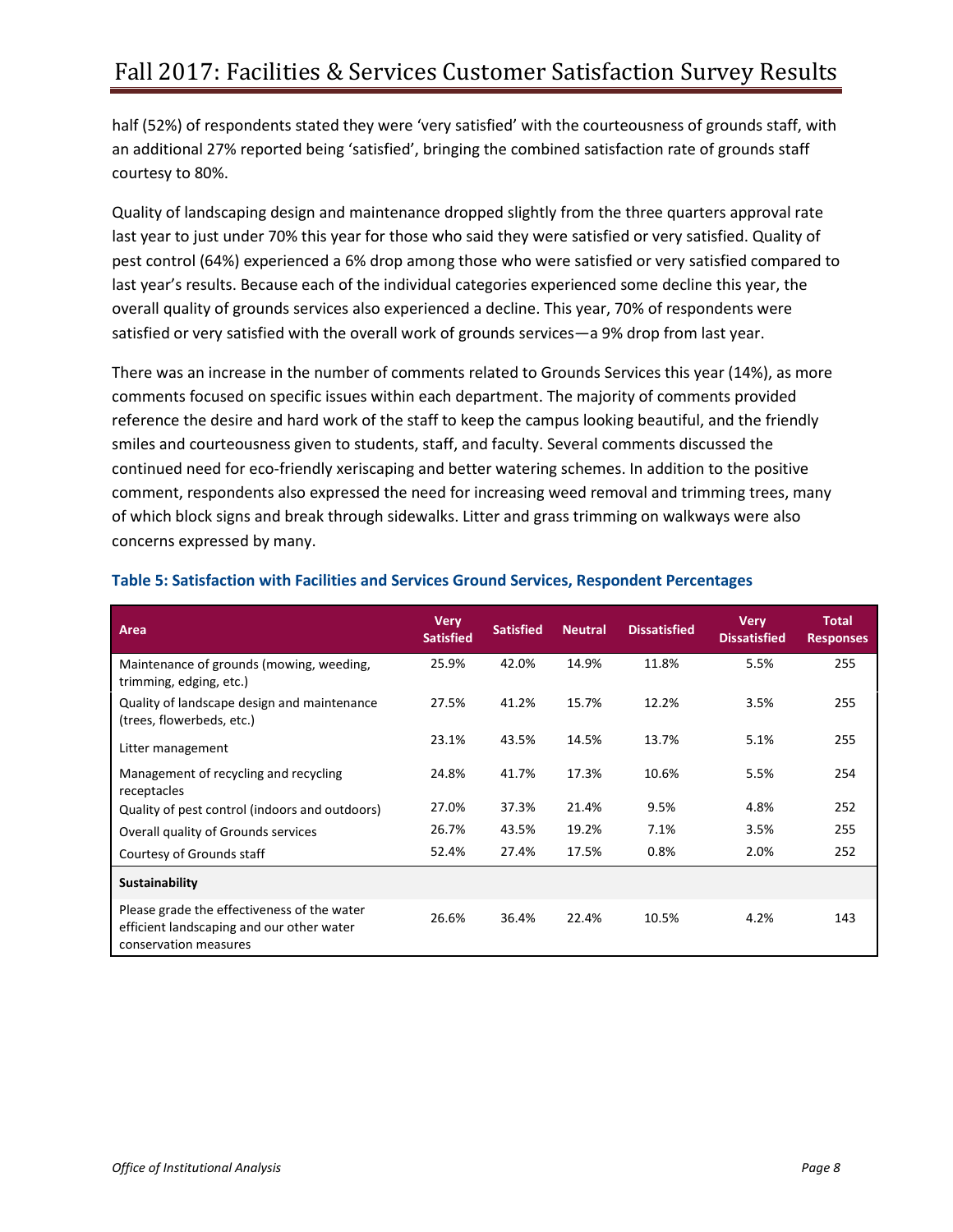half (52%) of respondents stated they were 'very satisfied' with the courteousness of grounds staff, with an additional 27% reported being 'satisfied', bringing the combined satisfaction rate of grounds staff courtesy to 80%.

Quality of landscaping design and maintenance dropped slightly from the three quarters approval rate last year to just under 70% this year for those who said they were satisfied or very satisfied. Quality of pest control (64%) experienced a 6% drop among those who were satisfied or very satisfied compared to last year's results. Because each of the individual categories experienced some decline this year, the overall quality of grounds services also experienced a decline. This year, 70% of respondents were satisfied or very satisfied with the overall work of grounds services—a 9% drop from last year.

There was an increase in the number of comments related to Grounds Services this year (14%), as more comments focused on specific issues within each department. The majority of comments provided reference the desire and hard work of the staff to keep the campus looking beautiful, and the friendly smiles and courteousness given to students, staff, and faculty. Several comments discussed the continued need for eco-friendly xeriscaping and better watering schemes. In addition to the positive comment, respondents also expressed the need for increasing weed removal and trimming trees, many of which block signs and break through sidewalks. Litter and grass trimming on walkways were also concerns expressed by many.

**Table 5: Satisfaction with Facilities and Services Ground Services, Respondent Percentages**

| Area | Very Satisfied | Satisfied | Neutral | Dissatisfied | Very Dissatisfied | Total Responses |
|---|---|---|---|---|---|---|
| Maintenance of grounds (mowing, weeding, trimming, edging, etc.) | 25.9% | 42.0% | 14.9% | 11.8% | 5.5% | 255 |
| Quality of landscape design and maintenance (trees, flowerbeds, etc.) | 27.5% | 41.2% | 15.7% | 12.2% | 3.5% | 255 |
| Litter management | 23.1% | 43.5% | 14.5% | 13.7% | 5.1% | 255 |
| Management of recycling and recycling receptacles | 24.8% | 41.7% | 17.3% | 10.6% | 5.5% | 254 |
| Quality of pest control (indoors and outdoors) | 27.0% | 37.3% | 21.4% | 9.5% | 4.8% | 252 |
| Overall quality of Grounds services | 26.7% | 43.5% | 19.2% | 7.1% | 3.5% | 255 |
| Courtesy of Grounds staff | 52.4% | 27.4% | 17.5% | 0.8% | 2.0% | 252 |
| **Sustainability** | | | | | | |
| Please grade the effectiveness of the water efficient landscaping and our other water conservation measures | 26.6% | 36.4% | 22.4% | 10.5% | 4.2% | 143 |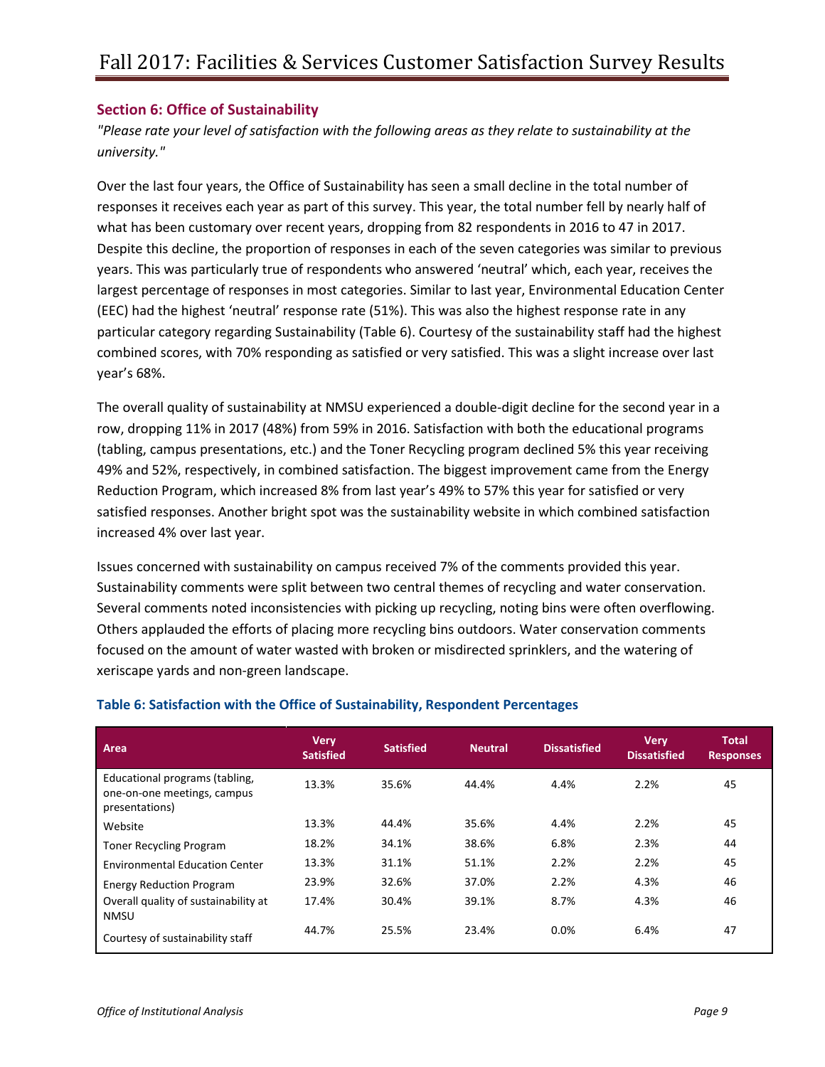## Section 6: Office of Sustainability

*"Please rate your level of satisfaction with the following areas as they relate to sustainability at the university."*

Over the last four years, the Office of Sustainability has seen a small decline in the total number of responses it receives each year as part of this survey. This year, the total number fell by nearly half of what has been customary over recent years, dropping from 82 respondents in 2016 to 47 in 2017. Despite this decline, the proportion of responses in each of the seven categories was similar to previous years. This was particularly true of respondents who answered 'neutral' which, each year, receives the largest percentage of responses in most categories. Similar to last year, Environmental Education Center (EEC) had the highest 'neutral' response rate (51%). This was also the highest response rate in any particular category regarding Sustainability (Table 6). Courtesy of the sustainability staff had the highest combined scores, with 70% responding as satisfied or very satisfied. This was a slight increase over last year's 68%.

The overall quality of sustainability at NMSU experienced a double-digit decline for the second year in a row, dropping 11% in 2017 (48%) from 59% in 2016. Satisfaction with both the educational programs (tabling, campus presentations, etc.) and the Toner Recycling program declined 5% this year receiving 49% and 52%, respectively, in combined satisfaction. The biggest improvement came from the Energy Reduction Program, which increased 8% from last year's 49% to 57% this year for satisfied or very satisfied responses. Another bright spot was the sustainability website in which combined satisfaction increased 4% over last year.

Issues concerned with sustainability on campus received 7% of the comments provided this year. Sustainability comments were split between two central themes of recycling and water conservation. Several comments noted inconsistencies with picking up recycling, noting bins were often overflowing. Others applauded the efforts of placing more recycling bins outdoors. Water conservation comments focused on the amount of water wasted with broken or misdirected sprinklers, and the watering of xeriscape yards and non-green landscape.

**Table 6: Satisfaction with the Office of Sustainability, Respondent Percentages**

| Area | Very Satisfied | Satisfied | Neutral | Dissatisfied | Very Dissatisfied | Total Responses |
|---|---|---|---|---|---|---|
| Educational programs (tabling, one-on-one meetings, campus presentations) | 13.3% | 35.6% | 44.4% | 4.4% | 2.2% | 45 |
| Website | 13.3% | 44.4% | 35.6% | 4.4% | 2.2% | 45 |
| Toner Recycling Program | 18.2% | 34.1% | 38.6% | 6.8% | 2.3% | 44 |
| Environmental Education Center | 13.3% | 31.1% | 51.1% | 2.2% | 2.2% | 45 |
| Energy Reduction Program | 23.9% | 32.6% | 37.0% | 2.2% | 4.3% | 46 |
| Overall quality of sustainability at NMSU | 17.4% | 30.4% | 39.1% | 8.7% | 4.3% | 46 |
| Courtesy of sustainability staff | 44.7% | 25.5% | 23.4% | 0.0% | 6.4% | 47 |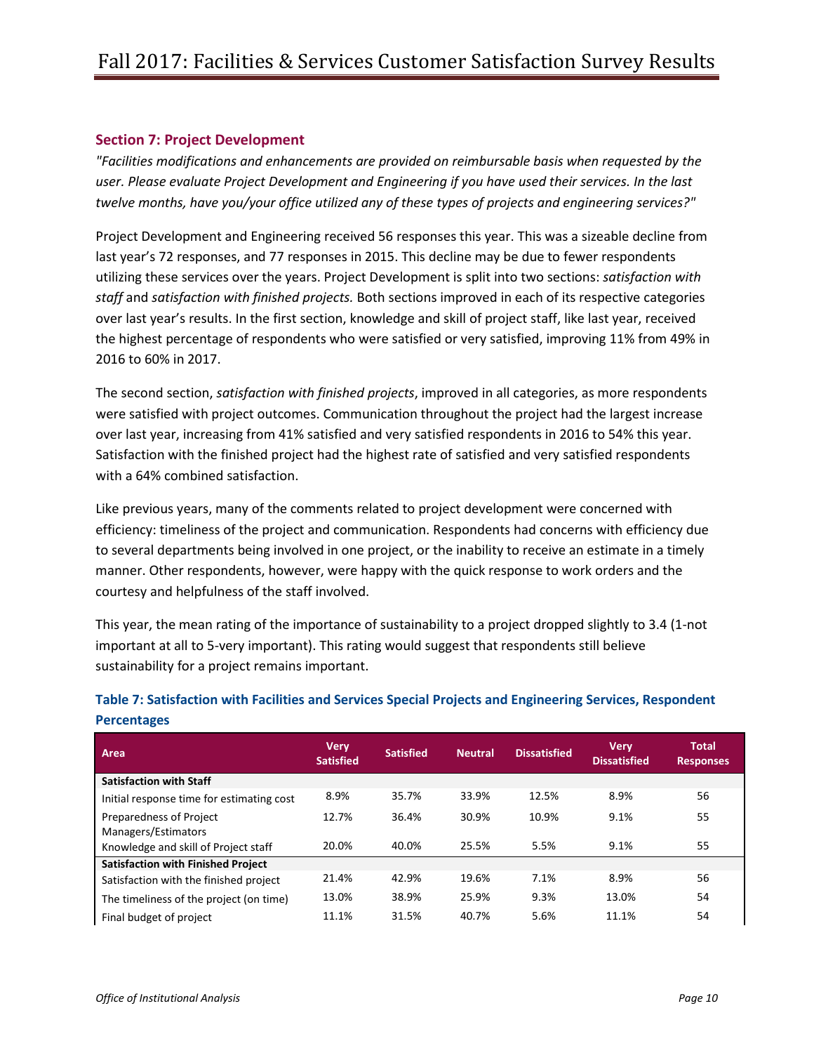## Section 7: Project Development

*"Facilities modifications and enhancements are provided on reimbursable basis when requested by the user. Please evaluate Project Development and Engineering if you have used their services. In the last twelve months, have you/your office utilized any of these types of projects and engineering services?"*

Project Development and Engineering received 56 responses this year. This was a sizeable decline from last year's 72 responses, and 77 responses in 2015. This decline may be due to fewer respondents utilizing these services over the years. Project Development is split into two sections: *satisfaction with staff* and *satisfaction with finished projects.* Both sections improved in each of its respective categories over last year's results. In the first section, knowledge and skill of project staff, like last year, received the highest percentage of respondents who were satisfied or very satisfied, improving 11% from 49% in 2016 to 60% in 2017.

The second section, *satisfaction with finished projects*, improved in all categories, as more respondents were satisfied with project outcomes. Communication throughout the project had the largest increase over last year, increasing from 41% satisfied and very satisfied respondents in 2016 to 54% this year. Satisfaction with the finished project had the highest rate of satisfied and very satisfied respondents with a 64% combined satisfaction.

Like previous years, many of the comments related to project development were concerned with efficiency: timeliness of the project and communication. Respondents had concerns with efficiency due to several departments being involved in one project, or the inability to receive an estimate in a timely manner. Other respondents, however, were happy with the quick response to work orders and the courtesy and helpfulness of the staff involved.

This year, the mean rating of the importance of sustainability to a project dropped slightly to 3.4 (1-not important at all to 5-very important). This rating would suggest that respondents still believe sustainability for a project remains important.

### Table 7: Satisfaction with Facilities and Services Special Projects and Engineering Services, Respondent Percentages

| Area | Very Satisfied | Satisfied | Neutral | Dissatisfied | Very Dissatisfied | Total Responses |
|---|---|---|---|---|---|---|
| **Satisfaction with Staff** | | | | | | |
| Initial response time for estimating cost | 8.9% | 35.7% | 33.9% | 12.5% | 8.9% | 56 |
| Preparedness of Project Managers/Estimators | 12.7% | 36.4% | 30.9% | 10.9% | 9.1% | 55 |
| Knowledge and skill of Project staff | 20.0% | 40.0% | 25.5% | 5.5% | 9.1% | 55 |
| **Satisfaction with Finished Project** | | | | | | |
| Satisfaction with the finished project | 21.4% | 42.9% | 19.6% | 7.1% | 8.9% | 56 |
| The timeliness of the project (on time) | 13.0% | 38.9% | 25.9% | 9.3% | 13.0% | 54 |
| Final budget of project | 11.1% | 31.5% | 40.7% | 5.6% | 11.1% | 54 |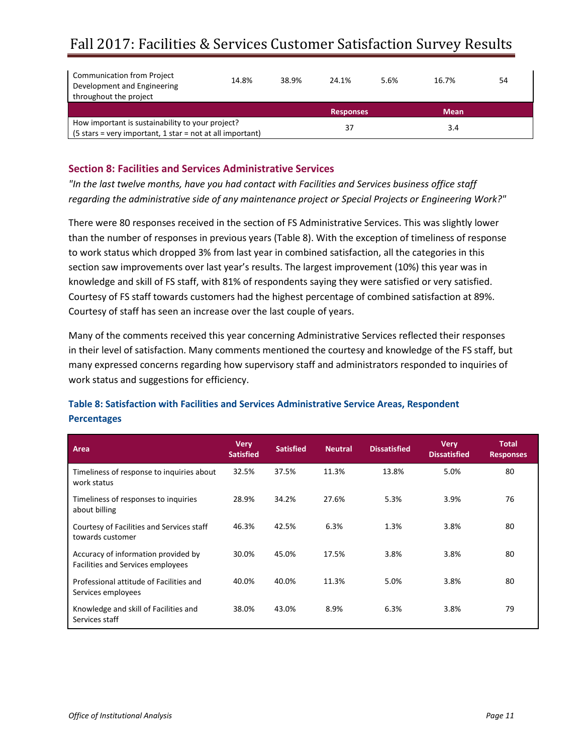| | | | | | | |
|---|---|---|---|---|---|---|
| Communication from Project Development and Engineering throughout the project | 14.8% | 38.9% | 24.1% | 5.6% | 16.7% | 54 |

| | Responses | Mean |
|---|---|---|
| How important is sustainability to your project? (5 stars = very important, 1 star = not at all important) | 37 | 3.4 |

## Section 8: Facilities and Services Administrative Services

*"In the last twelve months, have you had contact with Facilities and Services business office staff regarding the administrative side of any maintenance project or Special Projects or Engineering Work?"*

There were 80 responses received in the section of FS Administrative Services. This was slightly lower than the number of responses in previous years (Table 8). With the exception of timeliness of response to work status which dropped 3% from last year in combined satisfaction, all the categories in this section saw improvements over last year's results. The largest improvement (10%) this year was in knowledge and skill of FS staff, with 81% of respondents saying they were satisfied or very satisfied. Courtesy of FS staff towards customers had the highest percentage of combined satisfaction at 89%. Courtesy of staff has seen an increase over the last couple of years.

Many of the comments received this year concerning Administrative Services reflected their responses in their level of satisfaction. Many comments mentioned the courtesy and knowledge of the FS staff, but many expressed concerns regarding how supervisory staff and administrators responded to inquiries of work status and suggestions for efficiency.

### Table 8: Satisfaction with Facilities and Services Administrative Service Areas, Respondent Percentages

| Area | Very Satisfied | Satisfied | Neutral | Dissatisfied | Very Dissatisfied | Total Responses |
|---|---|---|---|---|---|---|
| Timeliness of response to inquiries about work status | 32.5% | 37.5% | 11.3% | 13.8% | 5.0% | 80 |
| Timeliness of responses to inquiries about billing | 28.9% | 34.2% | 27.6% | 5.3% | 3.9% | 76 |
| Courtesy of Facilities and Services staff towards customer | 46.3% | 42.5% | 6.3% | 1.3% | 3.8% | 80 |
| Accuracy of information provided by Facilities and Services employees | 30.0% | 45.0% | 17.5% | 3.8% | 3.8% | 80 |
| Professional attitude of Facilities and Services employees | 40.0% | 40.0% | 11.3% | 5.0% | 3.8% | 80 |
| Knowledge and skill of Facilities and Services staff | 38.0% | 43.0% | 8.9% | 6.3% | 3.8% | 79 |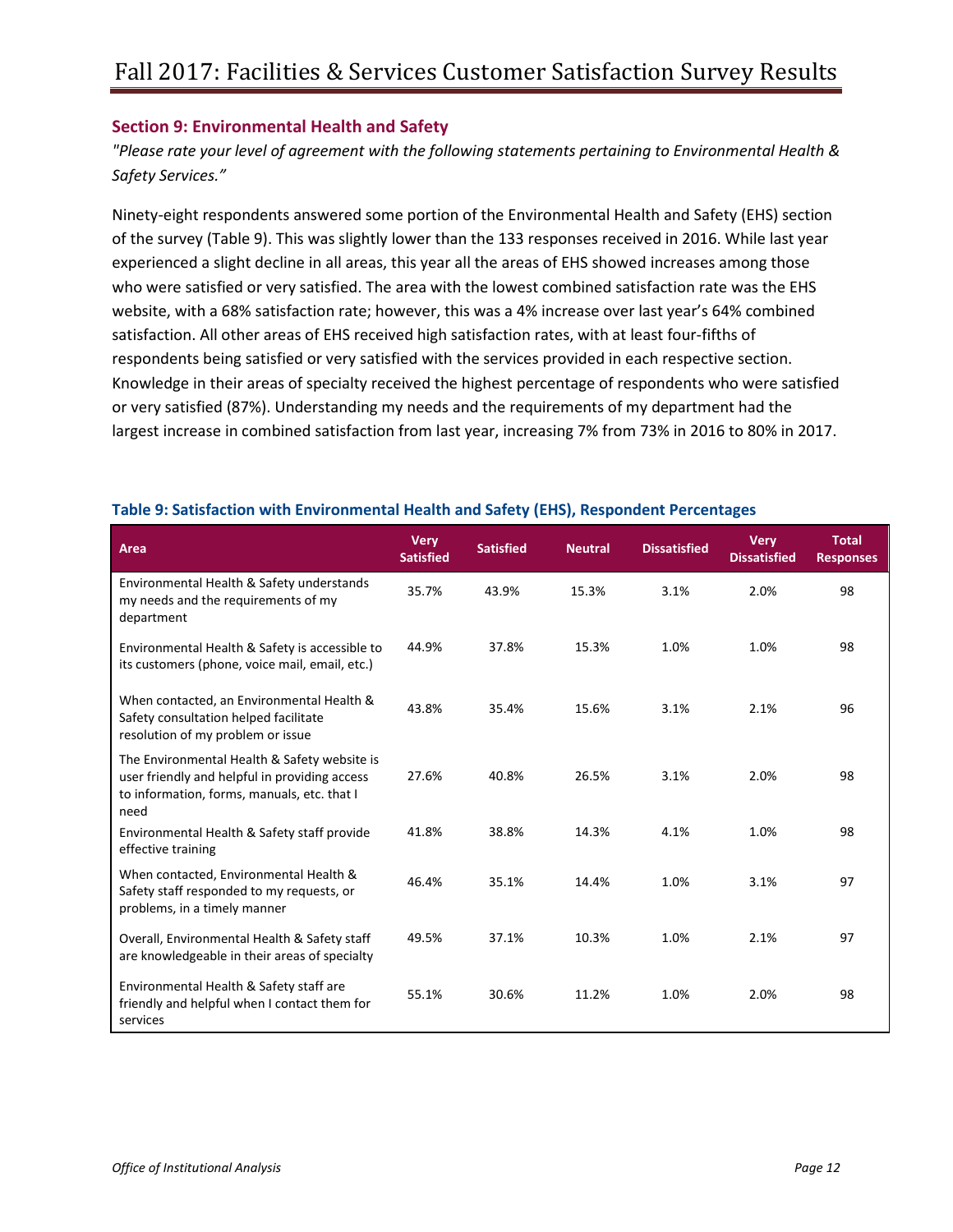## Section 9: Environmental Health and Safety

*"Please rate your level of agreement with the following statements pertaining to Environmental Health & Safety Services."*

Ninety-eight respondents answered some portion of the Environmental Health and Safety (EHS) section of the survey (Table 9). This was slightly lower than the 133 responses received in 2016. While last year experienced a slight decline in all areas, this year all the areas of EHS showed increases among those who were satisfied or very satisfied. The area with the lowest combined satisfaction rate was the EHS website, with a 68% satisfaction rate; however, this was a 4% increase over last year's 64% combined satisfaction. All other areas of EHS received high satisfaction rates, with at least four-fifths of respondents being satisfied or very satisfied with the services provided in each respective section. Knowledge in their areas of specialty received the highest percentage of respondents who were satisfied or very satisfied (87%). Understanding my needs and the requirements of my department had the largest increase in combined satisfaction from last year, increasing 7% from 73% in 2016 to 80% in 2017.

### Table 9: Satisfaction with Environmental Health and Safety (EHS), Respondent Percentages

| Area | Very Satisfied | Satisfied | Neutral | Dissatisfied | Very Dissatisfied | Total Responses |
|---|---|---|---|---|---|---|
| Environmental Health & Safety understands my needs and the requirements of my department | 35.7% | 43.9% | 15.3% | 3.1% | 2.0% | 98 |
| Environmental Health & Safety is accessible to its customers (phone, voice mail, email, etc.) | 44.9% | 37.8% | 15.3% | 1.0% | 1.0% | 98 |
| When contacted, an Environmental Health & Safety consultation helped facilitate resolution of my problem or issue | 43.8% | 35.4% | 15.6% | 3.1% | 2.1% | 96 |
| The Environmental Health & Safety website is user friendly and helpful in providing access to information, forms, manuals, etc. that I need | 27.6% | 40.8% | 26.5% | 3.1% | 2.0% | 98 |
| Environmental Health & Safety staff provide effective training | 41.8% | 38.8% | 14.3% | 4.1% | 1.0% | 98 |
| When contacted, Environmental Health & Safety staff responded to my requests, or problems, in a timely manner | 46.4% | 35.1% | 14.4% | 1.0% | 3.1% | 97 |
| Overall, Environmental Health & Safety staff are knowledgeable in their areas of specialty | 49.5% | 37.1% | 10.3% | 1.0% | 2.1% | 97 |
| Environmental Health & Safety staff are friendly and helpful when I contact them for services | 55.1% | 30.6% | 11.2% | 1.0% | 2.0% | 98 |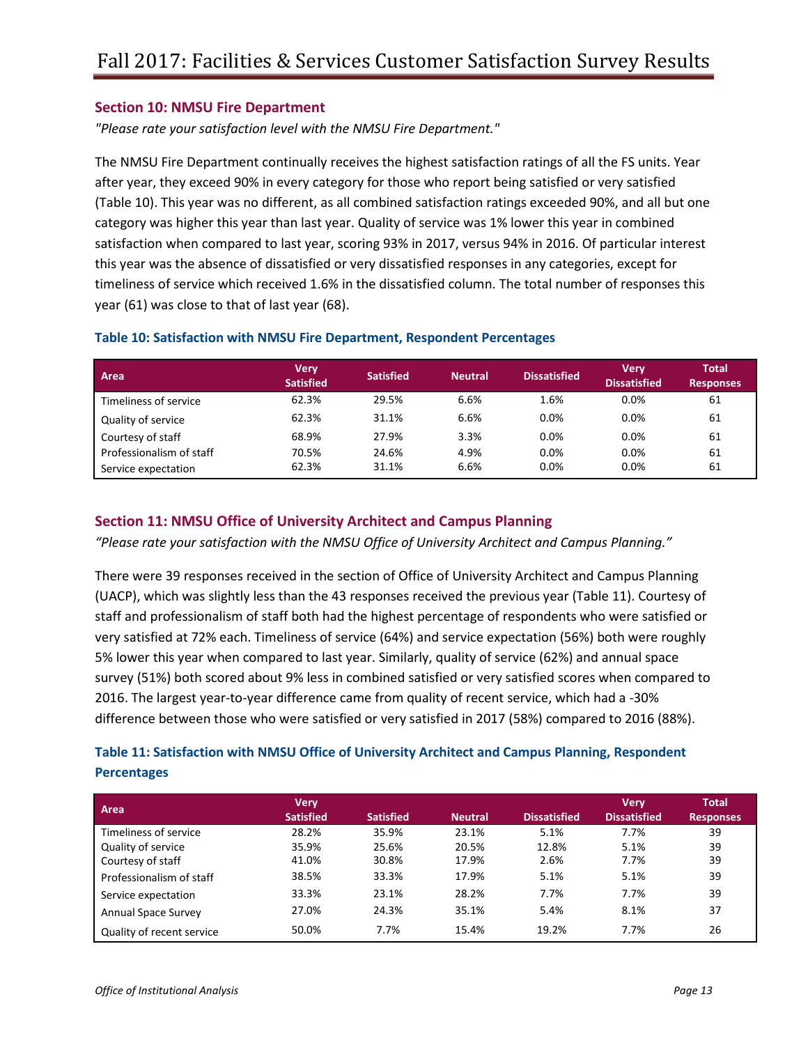## Section 10: NMSU Fire Department

*"Please rate your satisfaction level with the NMSU Fire Department."*

The NMSU Fire Department continually receives the highest satisfaction ratings of all the FS units. Year after year, they exceed 90% in every category for those who report being satisfied or very satisfied (Table 10). This year was no different, as all combined satisfaction ratings exceeded 90%, and all but one category was higher this year than last year. Quality of service was 1% lower this year in combined satisfaction when compared to last year, scoring 93% in 2017, versus 94% in 2016. Of particular interest this year was the absence of dissatisfied or very dissatisfied responses in any categories, except for timeliness of service which received 1.6% in the dissatisfied column. The total number of responses this year (61) was close to that of last year (68).

### Table 10: Satisfaction with NMSU Fire Department, Respondent Percentages

| Area | Very Satisfied | Satisfied | Neutral | Dissatisfied | Very Dissatisfied | Total Responses |
|---|---|---|---|---|---|---|
| Timeliness of service | 62.3% | 29.5% | 6.6% | 1.6% | 0.0% | 61 |
| Quality of service | 62.3% | 31.1% | 6.6% | 0.0% | 0.0% | 61 |
| Courtesy of staff | 68.9% | 27.9% | 3.3% | 0.0% | 0.0% | 61 |
| Professionalism of staff | 70.5% | 24.6% | 4.9% | 0.0% | 0.0% | 61 |
| Service expectation | 62.3% | 31.1% | 6.6% | 0.0% | 0.0% | 61 |

## Section 11: NMSU Office of University Architect and Campus Planning

*"Please rate your satisfaction with the NMSU Office of University Architect and Campus Planning."*

There were 39 responses received in the section of Office of University Architect and Campus Planning (UACP), which was slightly less than the 43 responses received the previous year (Table 11). Courtesy of staff and professionalism of staff both had the highest percentage of respondents who were satisfied or very satisfied at 72% each. Timeliness of service (64%) and service expectation (56%) both were roughly 5% lower this year when compared to last year. Similarly, quality of service (62%) and annual space survey (51%) both scored about 9% less in combined satisfied or very satisfied scores when compared to 2016. The largest year-to-year difference came from quality of recent service, which had a -30% difference between those who were satisfied or very satisfied in 2017 (58%) compared to 2016 (88%).

### Table 11: Satisfaction with NMSU Office of University Architect and Campus Planning, Respondent Percentages

| Area | Very Satisfied | Satisfied | Neutral | Dissatisfied | Very Dissatisfied | Total Responses |
|---|---|---|---|---|---|---|
| Timeliness of service | 28.2% | 35.9% | 23.1% | 5.1% | 7.7% | 39 |
| Quality of service | 35.9% | 25.6% | 20.5% | 12.8% | 5.1% | 39 |
| Courtesy of staff | 41.0% | 30.8% | 17.9% | 2.6% | 7.7% | 39 |
| Professionalism of staff | 38.5% | 33.3% | 17.9% | 5.1% | 5.1% | 39 |
| Service expectation | 33.3% | 23.1% | 28.2% | 7.7% | 7.7% | 39 |
| Annual Space Survey | 27.0% | 24.3% | 35.1% | 5.4% | 8.1% | 37 |
| Quality of recent service | 50.0% | 7.7% | 15.4% | 19.2% | 7.7% | 26 |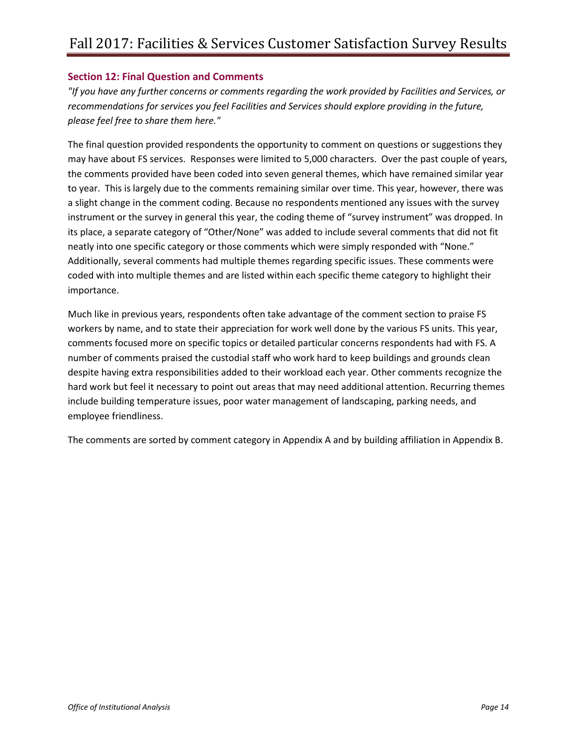## Section 12: Final Question and Comments

*"If you have any further concerns or comments regarding the work provided by Facilities and Services, or recommendations for services you feel Facilities and Services should explore providing in the future, please feel free to share them here."*

The final question provided respondents the opportunity to comment on questions or suggestions they may have about FS services. Responses were limited to 5,000 characters. Over the past couple of years, the comments provided have been coded into seven general themes, which have remained similar year to year. This is largely due to the comments remaining similar over time. This year, however, there was a slight change in the comment coding. Because no respondents mentioned any issues with the survey instrument or the survey in general this year, the coding theme of "survey instrument" was dropped. In its place, a separate category of "Other/None" was added to include several comments that did not fit neatly into one specific category or those comments which were simply responded with "None." Additionally, several comments had multiple themes regarding specific issues. These comments were coded with into multiple themes and are listed within each specific theme category to highlight their importance.

Much like in previous years, respondents often take advantage of the comment section to praise FS workers by name, and to state their appreciation for work well done by the various FS units. This year, comments focused more on specific topics or detailed particular concerns respondents had with FS. A number of comments praised the custodial staff who work hard to keep buildings and grounds clean despite having extra responsibilities added to their workload each year. Other comments recognize the hard work but feel it necessary to point out areas that may need additional attention. Recurring themes include building temperature issues, poor water management of landscaping, parking needs, and employee friendliness.

The comments are sorted by comment category in Appendix A and by building affiliation in Appendix B.